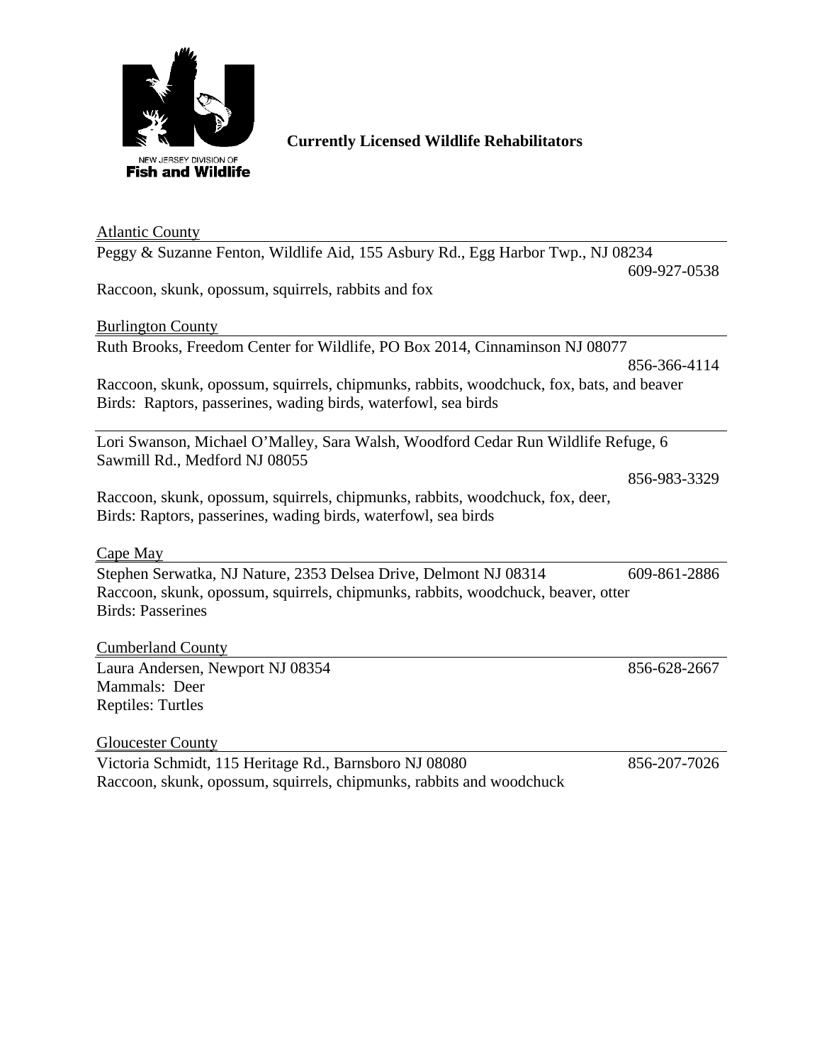NEW JERSEY DIVISION OF
**Fish and Wildlife**

**Currently Licensed Wildlife Rehabilitators**

## Atlantic County

Peggy & Suzanne Fenton, Wildlife Aid, 155 Asbury Rd., Egg Harbor Twp., NJ 08234
609-927-0538
Raccoon, skunk, opossum, squirrels, rabbits and fox

## Burlington County

Ruth Brooks, Freedom Center for Wildlife, PO Box 2014, Cinnaminson NJ 08077
856-366-4114
Raccoon, skunk, opossum, squirrels, chipmunks, rabbits, woodchuck, fox, bats, and beaver
Birds: Raptors, passerines, wading birds, waterfowl, sea birds

---

Lori Swanson, Michael O'Malley, Sara Walsh, Woodford Cedar Run Wildlife Refuge, 6 Sawmill Rd., Medford NJ 08055
856-983-3329
Raccoon, skunk, opossum, squirrels, chipmunks, rabbits, woodchuck, fox, deer,
Birds: Raptors, passerines, wading birds, waterfowl, sea birds

## Cape May

Stephen Serwatka, NJ Nature, 2353 Delsea Drive, Delmont NJ 08314 609-861-2886
Raccoon, skunk, opossum, squirrels, chipmunks, rabbits, woodchuck, beaver, otter
Birds: Passerines

## Cumberland County

Laura Andersen, Newport NJ 08354 856-628-2667
Mammals: Deer
Reptiles: Turtles

## Gloucester County

Victoria Schmidt, 115 Heritage Rd., Barnsboro NJ 08080 856-207-7026
Raccoon, skunk, opossum, squirrels, chipmunks, rabbits and woodchuck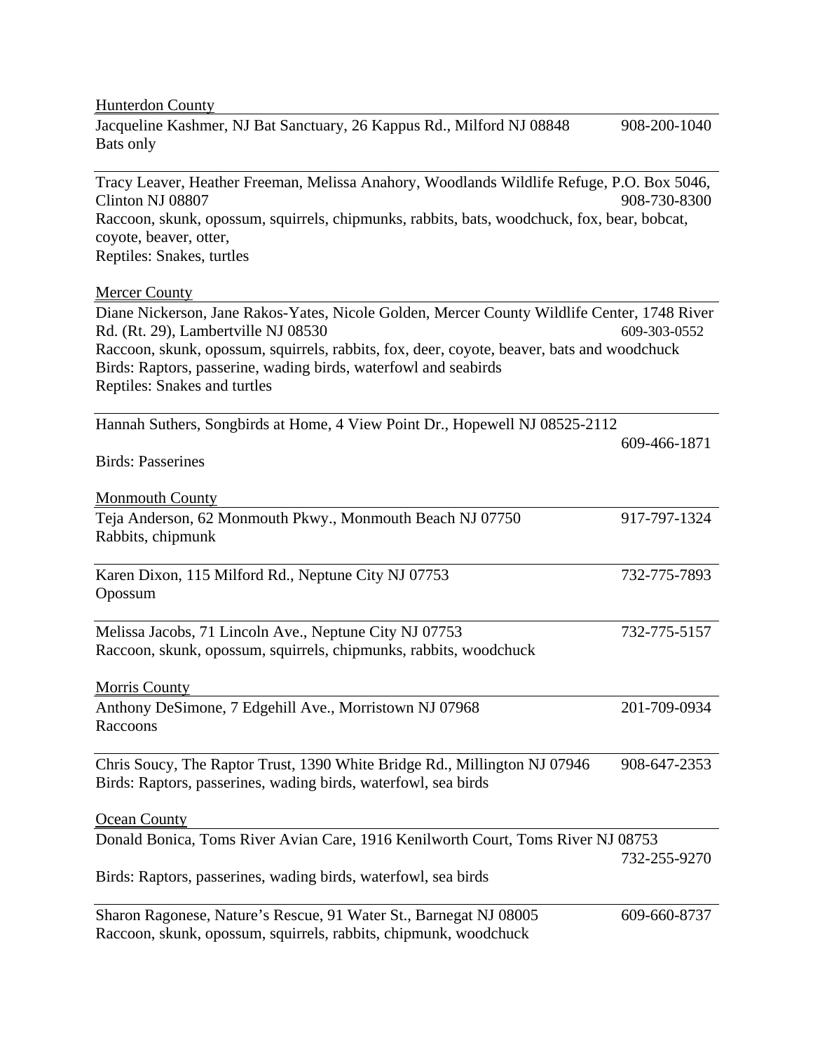<u>Hunterdon County</u>

Jacqueline Kashmer, NJ Bat Sanctuary, 26 Kappus Rd., Milford NJ 08848 908-200-1040
Bats only

---

Tracy Leaver, Heather Freeman, Melissa Anahory, Woodlands Wildlife Refuge, P.O. Box 5046, Clinton NJ 08807 908-730-8300
Raccoon, skunk, opossum, squirrels, chipmunks, rabbits, bats, woodchuck, fox, bear, bobcat, coyote, beaver, otter,
Reptiles: Snakes, turtles

<u>Mercer County</u>

Diane Nickerson, Jane Rakos-Yates, Nicole Golden, Mercer County Wildlife Center, 1748 River Rd. (Rt. 29), Lambertville NJ 08530 609-303-0552
Raccoon, skunk, opossum, squirrels, rabbits, fox, deer, coyote, beaver, bats and woodchuck
Birds: Raptors, passerine, wading birds, waterfowl and seabirds
Reptiles: Snakes and turtles

---

Hannah Suthers, Songbirds at Home, 4 View Point Dr., Hopewell NJ 08525-2112
609-466-1871
Birds: Passerines

<u>Monmouth County</u>

Teja Anderson, 62 Monmouth Pkwy., Monmouth Beach NJ 07750 917-797-1324
Rabbits, chipmunk

---

Karen Dixon, 115 Milford Rd., Neptune City NJ 07753 732-775-7893
Opossum

---

Melissa Jacobs, 71 Lincoln Ave., Neptune City NJ 07753 732-775-5157
Raccoon, skunk, opossum, squirrels, chipmunks, rabbits, woodchuck

<u>Morris County</u>

Anthony DeSimone, 7 Edgehill Ave., Morristown NJ 07968 201-709-0934
Raccoons

---

Chris Soucy, The Raptor Trust, 1390 White Bridge Rd., Millington NJ 07946 908-647-2353
Birds: Raptors, passerines, wading birds, waterfowl, sea birds

<u>Ocean County</u>

Donald Bonica, Toms River Avian Care, 1916 Kenilworth Court, Toms River NJ 08753
732-255-9270
Birds: Raptors, passerines, wading birds, waterfowl, sea birds

---

Sharon Ragonese, Nature's Rescue, 91 Water St., Barnegat NJ 08005 609-660-8737
Raccoon, skunk, opossum, squirrels, rabbits, chipmunk, woodchuck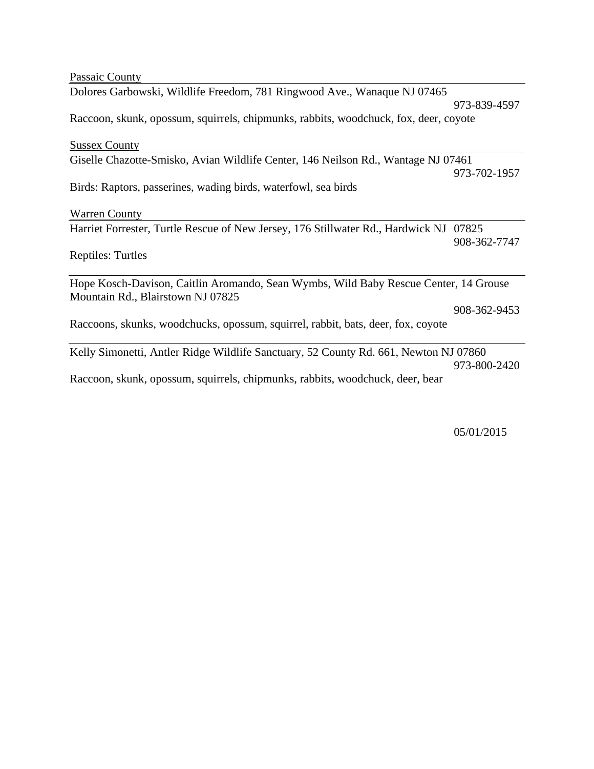Passaic County

Dolores Garbowski, Wildlife Freedom, 781 Ringwood Ave., Wanaque NJ 07465
973-839-4597
Raccoon, skunk, opossum, squirrels, chipmunks, rabbits, woodchuck, fox, deer, coyote

Sussex County

Giselle Chazotte-Smisko, Avian Wildlife Center, 146 Neilson Rd., Wantage NJ 07461
973-702-1957
Birds: Raptors, passerines, wading birds, waterfowl, sea birds

Warren County

Harriet Forrester, Turtle Rescue of New Jersey, 176 Stillwater Rd., Hardwick NJ 07825
908-362-7747
Reptiles: Turtles

Hope Kosch-Davison, Caitlin Aromando, Sean Wymbs, Wild Baby Rescue Center, 14 Grouse Mountain Rd., Blairstown NJ 07825
908-362-9453
Raccoons, skunks, woodchucks, opossum, squirrel, rabbit, bats, deer, fox, coyote

Kelly Simonetti, Antler Ridge Wildlife Sanctuary, 52 County Rd. 661, Newton NJ 07860
973-800-2420
Raccoon, skunk, opossum, squirrels, chipmunks, rabbits, woodchuck, deer, bear

05/01/2015